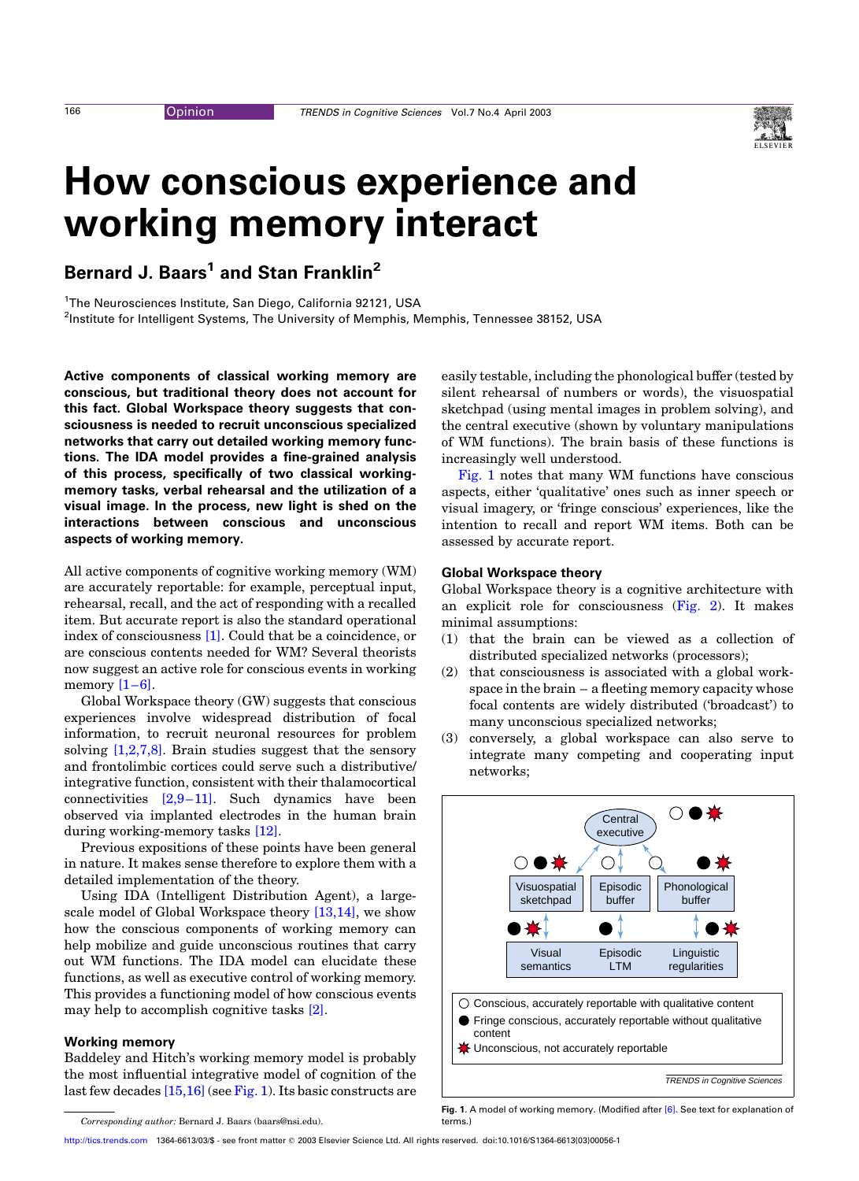# How conscious experience and working memory interact

**Bernard J. Baars[1] and Stan Franklin[2]**

[1]The Neurosciences Institute, San Diego, California 92121, USA
[2]Institute for Intelligent Systems, The University of Memphis, Memphis, Tennessee 38152, USA

**Active components of classical working memory are conscious, but traditional theory does not account for this fact. Global Workspace theory suggests that consciousness is needed to recruit unconscious specialized networks that carry out detailed working memory functions. The IDA model provides a fine-grained analysis of this process, specifically of two classical working-memory tasks, verbal rehearsal and the utilization of a visual image. In the process, new light is shed on the interactions between conscious and unconscious aspects of working memory.**

All active components of cognitive working memory (WM) are accurately reportable: for example, perceptual input, rehearsal, recall, and the act of responding with a recalled item. But accurate report is also the standard operational index of consciousness [1]. Could that be a coincidence, or are conscious contents needed for WM? Several theorists now suggest an active role for conscious events in working memory [1–6].

Global Workspace theory (GW) suggests that conscious experiences involve widespread distribution of focal information, to recruit neuronal resources for problem solving [1,2,7,8]. Brain studies suggest that the sensory and frontolimbic cortices could serve such a distributive/integrative function, consistent with their thalamocortical connectivities [2,9–11]. Such dynamics have been observed via implanted electrodes in the human brain during working-memory tasks [12].

Previous expositions of these points have been general in nature. It makes sense therefore to explore them with a detailed implementation of the theory.

Using IDA (Intelligent Distribution Agent), a large-scale model of Global Workspace theory [13,14], we show how the conscious components of working memory can help mobilize and guide unconscious routines that carry out WM functions. The IDA model can elucidate these functions, as well as executive control of working memory. This provides a functioning model of how conscious events may help to accomplish cognitive tasks [2].

## Working memory

Baddeley and Hitch's working memory model is probably the most influential integrative model of cognition of the last few decades [15,16] (see Fig. 1). Its basic constructs are easily testable, including the phonological buffer (tested by silent rehearsal of numbers or words), the visuospatial sketchpad (using mental images in problem solving), and the central executive (shown by voluntary manipulations of WM functions). The brain basis of these functions is increasingly well understood.

Fig. 1 notes that many WM functions have conscious aspects, either 'qualitative' ones such as inner speech or visual imagery, or 'fringe conscious' experiences, like the intention to recall and report WM items. Both can be assessed by accurate report.

## Global Workspace theory

Global Workspace theory is a cognitive architecture with an explicit role for consciousness (Fig. 2). It makes minimal assumptions:

(1) that the brain can be viewed as a collection of distributed specialized networks (processors);

(2) that consciousness is associated with a global workspace in the brain – a fleeting memory capacity whose focal contents are widely distributed ('broadcast') to many unconscious specialized networks;

(3) conversely, a global workspace can also serve to integrate many competing and cooperating input networks;

**Fig. 1.** A model of working memory. (Modified after [6]. See text for explanation of terms.)

*Corresponding author:* Bernard J. Baars (baars@nsi.edu).

http://tics.trends.com 1364-6613/03/$ - see front matter © 2003 Elsevier Science Ltd. All rights reserved. doi:10.1016/S1364-6613(03)00056-1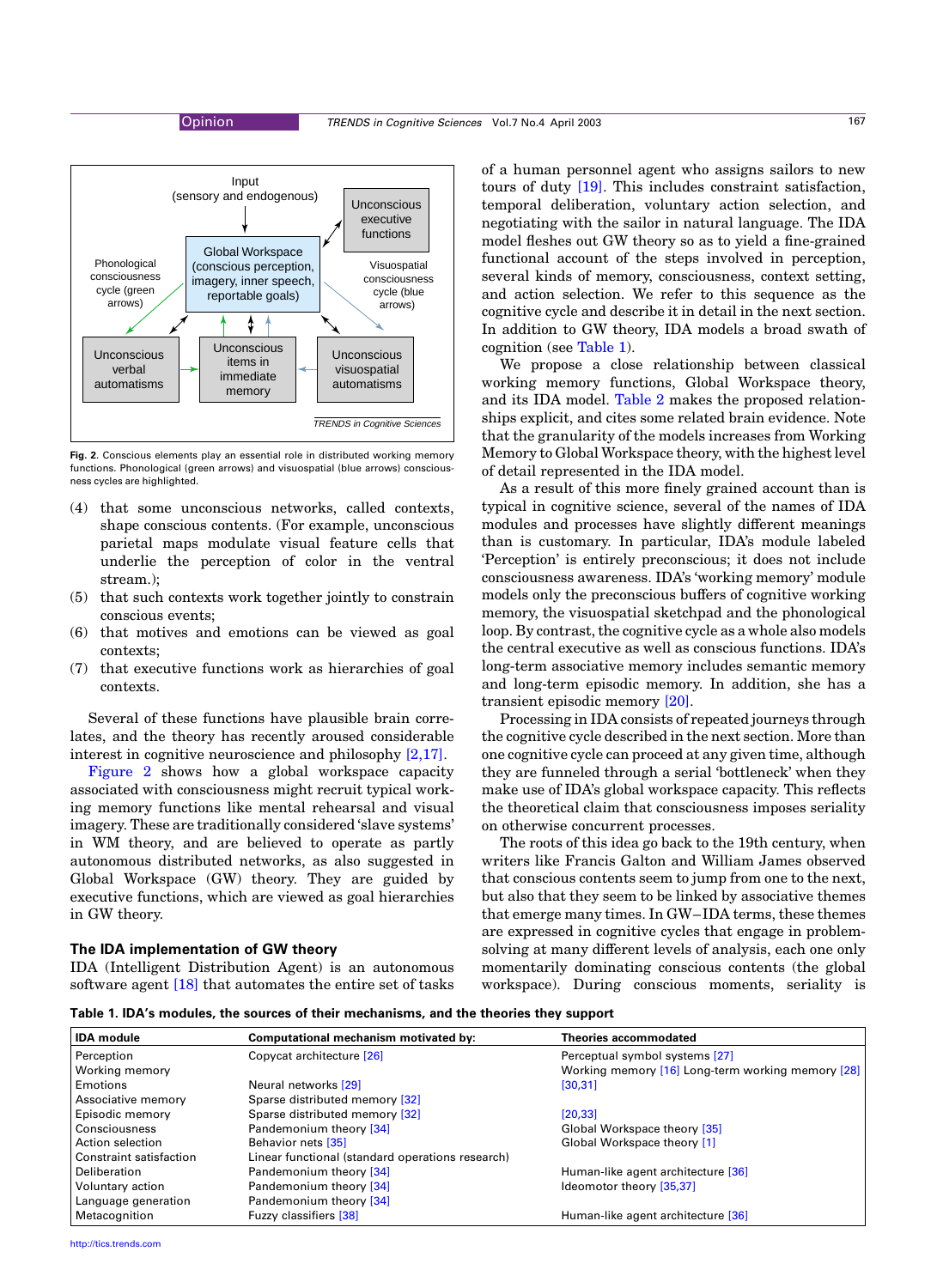Fig. 2. Conscious elements play an essential role in distributed working memory functions. Phonological (green arrows) and visuospatial (blue arrows) consciousness cycles are highlighted.

(4) that some unconscious networks, called contexts, shape conscious contents. (For example, unconscious parietal maps modulate visual feature cells that underlie the perception of color in the ventral stream.);
(5) that such contexts work together jointly to constrain conscious events;
(6) that motives and emotions can be viewed as goal contexts;
(7) that executive functions work as hierarchies of goal contexts.

Several of these functions have plausible brain correlates, and the theory has recently aroused considerable interest in cognitive neuroscience and philosophy [2,17].

Figure 2 shows how a global workspace capacity associated with consciousness might recruit typical working memory functions like mental rehearsal and visual imagery. These are traditionally considered 'slave systems' in WM theory, and are believed to operate as partly autonomous distributed networks, as also suggested in Global Workspace (GW) theory. They are guided by executive functions, which are viewed as goal hierarchies in GW theory.

### The IDA implementation of GW theory

IDA (Intelligent Distribution Agent) is an autonomous software agent [18] that automates the entire set of tasks of a human personnel agent who assigns sailors to new tours of duty [19]. This includes constraint satisfaction, temporal deliberation, voluntary action selection, and negotiating with the sailor in natural language. The IDA model fleshes out GW theory so as to yield a fine-grained functional account of the steps involved in perception, several kinds of memory, consciousness, context setting, and action selection. We refer to this sequence as the cognitive cycle and describe it in detail in the next section. In addition to GW theory, IDA models a broad swath of cognition (see Table 1).

We propose a close relationship between classical working memory functions, Global Workspace theory, and its IDA model. Table 2 makes the proposed relationships explicit, and cites some related brain evidence. Note that the granularity of the models increases from Working Memory to Global Workspace theory, with the highest level of detail represented in the IDA model.

As a result of this more finely grained account than is typical in cognitive science, several of the names of IDA modules and processes have slightly different meanings than is customary. In particular, IDA's module labeled 'Perception' is entirely preconscious; it does not include consciousness awareness. IDA's 'working memory' module models only the preconscious buffers of cognitive working memory, the visuospatial sketchpad and the phonological loop. By contrast, the cognitive cycle as a whole also models the central executive as well as conscious functions. IDA's long-term associative memory includes semantic memory and long-term episodic memory. In addition, she has a transient episodic memory [20].

Processing in IDA consists of repeated journeys through the cognitive cycle described in the next section. More than one cognitive cycle can proceed at any given time, although they are funneled through a serial 'bottleneck' when they make use of IDA's global workspace capacity. This reflects the theoretical claim that consciousness imposes seriality on otherwise concurrent processes.

The roots of this idea go back to the 19th century, when writers like Francis Galton and William James observed that conscious contents seem to jump from one to the next, but also that they seem to be linked by associative themes that emerge many times. In GW–IDA terms, these themes are expressed in cognitive cycles that engage in problem-solving at many different levels of analysis, each one only momentarily dominating conscious contents (the global workspace). During conscious moments, seriality is

**Table 1. IDA's modules, the sources of their mechanisms, and the theories they support**

| IDA module | Computational mechanism motivated by: | Theories accommodated |
|---|---|---|
| Perception | Copycat architecture [26] | Perceptual symbol systems [27] |
| Working memory | | Working memory [16] Long-term working memory [28] |
| Emotions | Neural networks [29] | [30,31] |
| Associative memory | Sparse distributed memory [32] | |
| Episodic memory | Sparse distributed memory [32] | [20,33] |
| Consciousness | Pandemonium theory [34] | Global Workspace theory [35] |
| Action selection | Behavior nets [35] | Global Workspace theory [1] |
| Constraint satisfaction | Linear functional (standard operations research) | |
| Deliberation | Pandemonium theory [34] | Human-like agent architecture [36] |
| Voluntary action | Pandemonium theory [34] | Ideomotor theory [35,37] |
| Language generation | Pandemonium theory [34] | |
| Metacognition | Fuzzy classifiers [38] | Human-like agent architecture [36] |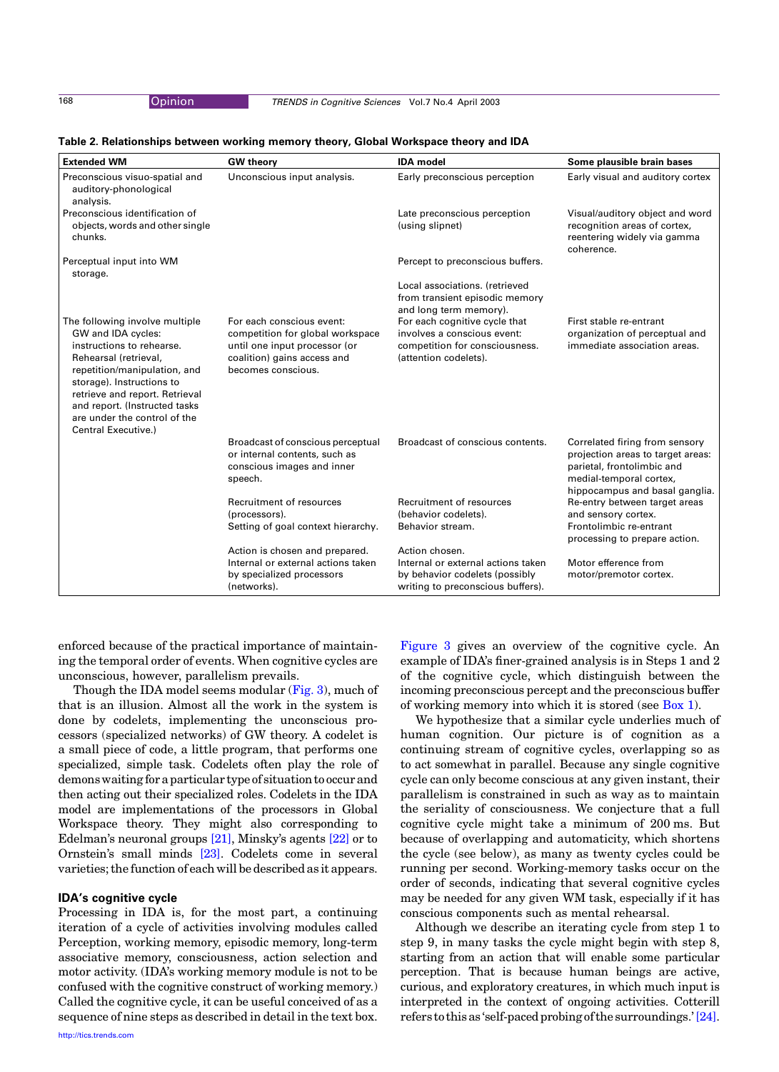**Table 2. Relationships between working memory theory, Global Workspace theory and IDA**

| Extended WM | GW theory | IDA model | Some plausible brain bases |
|---|---|---|---|
| Preconscious visuo-spatial and auditory-phonological analysis. | Unconscious input analysis. | Early preconscious perception | Early visual and auditory cortex |
| Preconscious identification of objects, words and other single chunks. | | Late preconscious perception (using slipnet) | Visual/auditory object and word recognition areas of cortex, reentering widely via gamma coherence. |
| Perceptual input into WM storage. | | Percept to preconscious buffers. | |
| | | Local associations. (retrieved from transient episodic memory and long term memory). | |
| The following involve multiple GW and IDA cycles: instructions to rehearse. Rehearsal (retrieval, repetition/manipulation, and storage). Instructions to retrieve and report. Retrieval and report. (Instructed tasks are under the control of the Central Executive.) | For each conscious event: competition for global workspace until one input processor (or coalition) gains access and becomes conscious. | For each cognitive cycle that involves a conscious event: competition for consciousness. (attention codelets). | First stable re-entrant organization of perceptual and immediate association areas. |
| | Broadcast of conscious perceptual or internal contents, such as conscious images and inner speech. | Broadcast of conscious contents. | Correlated firing from sensory projection areas to target areas: parietal, frontolimbic and medial-temporal cortex, hippocampus and basal ganglia. |
| | Recruitment of resources (processors). | Recruitment of resources (behavior codelets). | Re-entry between target areas and sensory cortex. |
| | Setting of goal context hierarchy. | Behavior stream. | Frontolimbic re-entrant processing to prepare action. |
| | Action is chosen and prepared. | Action chosen. | |
| | Internal or external actions taken by specialized processors (networks). | Internal or external actions taken by behavior codelets (possibly writing to preconscious buffers). | Motor efference from motor/premotor cortex. |

enforced because of the practical importance of maintaining the temporal order of events. When cognitive cycles are unconscious, however, parallelism prevails.

Though the IDA model seems modular (Fig. 3), much of that is an illusion. Almost all the work in the system is done by codelets, implementing the unconscious processors (specialized networks) of GW theory. A codelet is a small piece of code, a little program, that performs one specialized, simple task. Codelets often play the role of demons waiting for a particular type of situation to occur and then acting out their specialized roles. Codelets in the IDA model are implementations of the processors in Global Workspace theory. They might also corresponding to Edelman's neuronal groups [21], Minsky's agents [22] or to Ornstein's small minds [23]. Codelets come in several varieties; the function of each will be described as it appears.

### IDA's cognitive cycle

Processing in IDA is, for the most part, a continuing iteration of a cycle of activities involving modules called Perception, working memory, episodic memory, long-term associative memory, consciousness, action selection and motor activity. (IDA's working memory module is not to be confused with the cognitive construct of working memory.) Called the cognitive cycle, it can be useful conceived of as a sequence of nine steps as described in detail in the text box.

Figure 3 gives an overview of the cognitive cycle. An example of IDA's finer-grained analysis is in Steps 1 and 2 of the cognitive cycle, which distinguish between the incoming preconscious percept and the preconscious buffer of working memory into which it is stored (see Box 1).

We hypothesize that a similar cycle underlies much of human cognition. Our picture is of cognition as a continuing stream of cognitive cycles, overlapping so as to act somewhat in parallel. Because any single cognitive cycle can only become conscious at any given instant, their parallelism is constrained in such as way as to maintain the seriality of consciousness. We conjecture that a full cognitive cycle might take a minimum of 200 ms. But because of overlapping and automaticity, which shortens the cycle (see below), as many as twenty cycles could be running per second. Working-memory tasks occur on the order of seconds, indicating that several cognitive cycles may be needed for any given WM task, especially if it has conscious components such as mental rehearsal.

Although we describe an iterating cycle from step 1 to step 9, in many tasks the cycle might begin with step 8, starting from an action that will enable some particular perception. That is because human beings are active, curious, and exploratory creatures, in which much input is interpreted in the context of ongoing activities. Cotterill refers to this as 'self-paced probing of the surroundings.' [24].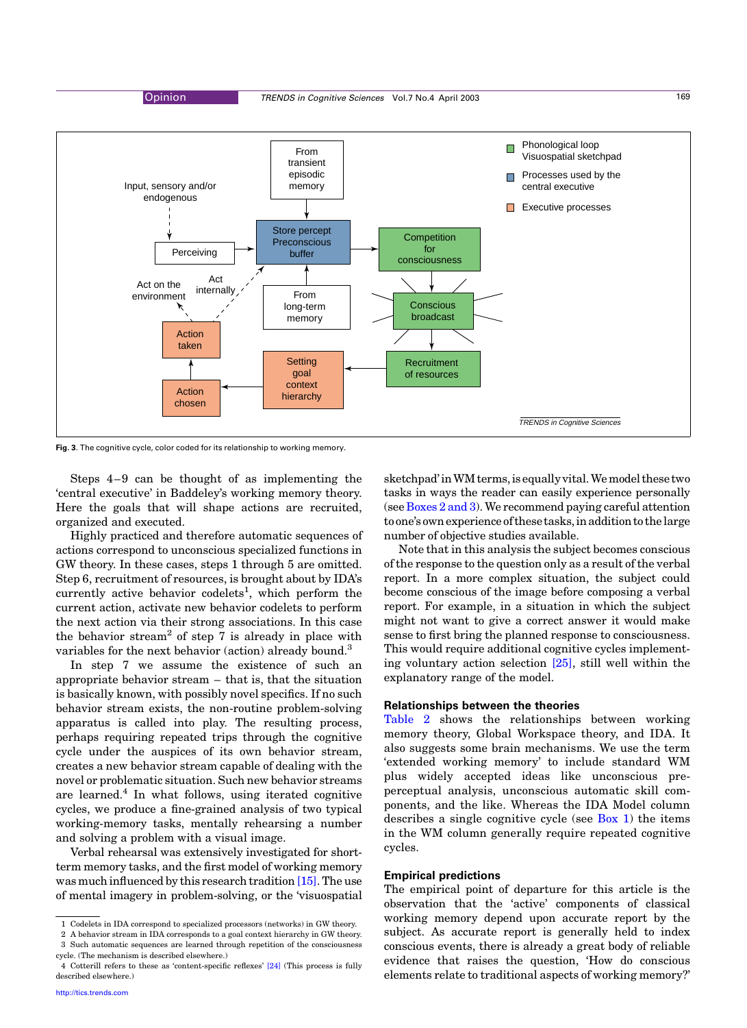Fig. 3. The cognitive cycle, color coded for its relationship to working memory.

Steps 4–9 can be thought of as implementing the 'central executive' in Baddeley's working memory theory. Here the goals that will shape actions are recruited, organized and executed.

Highly practiced and therefore automatic sequences of actions correspond to unconscious specialized functions in GW theory. In these cases, steps 1 through 5 are omitted. Step 6, recruitment of resources, is brought about by IDA's currently active behavior codelets[1], which perform the current action, activate new behavior codelets to perform the next action via their strong associations. In this case the behavior stream[2] of step 7 is already in place with variables for the next behavior (action) already bound.[3]

In step 7 we assume the existence of such an appropriate behavior stream – that is, that the situation is basically known, with possibly novel specifics. If no such behavior stream exists, the non-routine problem-solving apparatus is called into play. The resulting process, perhaps requiring repeated trips through the cognitive cycle under the auspices of its own behavior stream, creates a new behavior stream capable of dealing with the novel or problematic situation. Such new behavior streams are learned.[4] In what follows, using iterated cognitive cycles, we produce a fine-grained analysis of two typical working-memory tasks, mentally rehearsing a number and solving a problem with a visual image.

Verbal rehearsal was extensively investigated for short-term memory tasks, and the first model of working memory was much influenced by this research tradition [15]. The use of mental imagery in problem-solving, or the 'visuospatial sketchpad' in WM terms, is equally vital. We model these two tasks in ways the reader can easily experience personally (see Boxes 2 and 3). We recommend paying careful attention to one's own experience of these tasks, in addition to the large number of objective studies available.

Note that in this analysis the subject becomes conscious of the response to the question only as a result of the verbal report. In a more complex situation, the subject could become conscious of the image before composing a verbal report. For example, in a situation in which the subject might not want to give a correct answer it would make sense to first bring the planned response to consciousness. This would require additional cognitive cycles implementing voluntary action selection [25], still well within the explanatory range of the model.

## Relationships between the theories

Table 2 shows the relationships between working memory theory, Global Workspace theory, and IDA. It also suggests some brain mechanisms. We use the term 'extended working memory' to include standard WM plus widely accepted ideas like unconscious pre-perceptual analysis, unconscious automatic skill components, and the like. Whereas the IDA Model column describes a single cognitive cycle (see Box 1) the items in the WM column generally require repeated cognitive cycles.

## Empirical predictions

The empirical point of departure for this article is the observation that the 'active' components of classical working memory depend upon accurate report by the subject. As accurate report is generally held to index conscious events, there is already a great body of reliable evidence that raises the question, 'How do conscious elements relate to traditional aspects of working memory?'

1 Codelets in IDA correspond to specialized processors (networks) in GW theory.
2 A behavior stream in IDA corresponds to a goal context hierarchy in GW theory.
3 Such automatic sequences are learned through repetition of the consciousness cycle. (The mechanism is described elsewhere.)
4 Cotterill refers to these as 'content-specific reflexes' [24] (This process is fully described elsewhere.)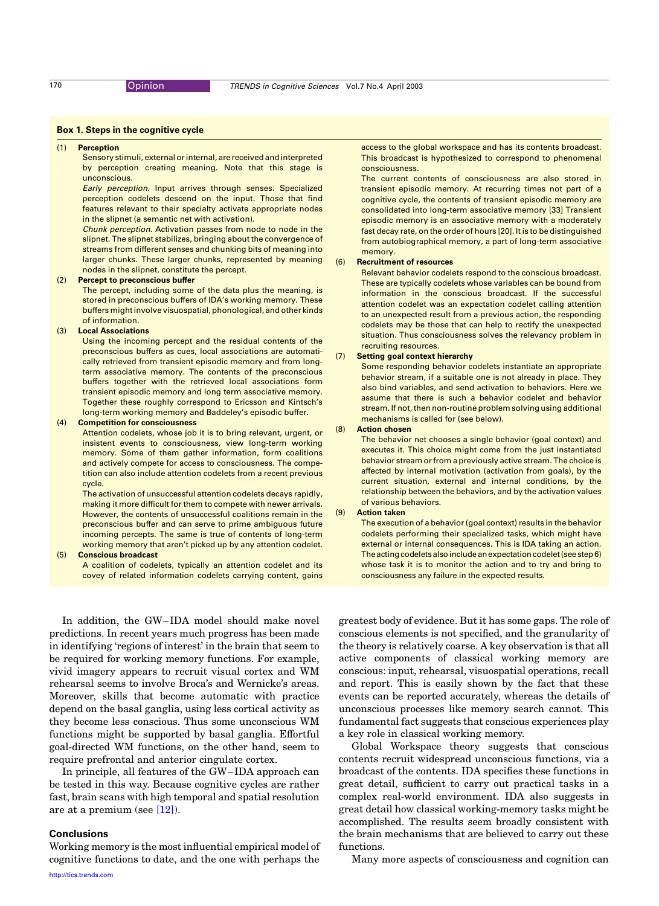### Box 1. Steps in the cognitive cycle

(1) **Perception**

Sensory stimuli, external or internal, are received and interpreted by perception creating meaning. Note that this stage is unconscious.

*Early perception.* Input arrives through senses. Specialized perception codelets descend on the input. Those that find features relevant to their specialty activate appropriate nodes in the slipnet (a semantic net with activation).

*Chunk perception.* Activation passes from node to node in the slipnet. The slipnet stabilizes, bringing about the convergence of streams from different senses and chunking bits of meaning into larger chunks. These larger chunks, represented by meaning nodes in the slipnet, constitute the percept.

(2) **Percept to preconscious buffer**

The percept, including some of the data plus the meaning, is stored in preconscious buffers of IDA's working memory. These buffers might involve visuospatial, phonological, and other kinds of information.

(3) **Local Associations**

Using the incoming percept and the residual contents of the preconscious buffers as cues, local associations are automatically retrieved from transient episodic memory and from long-term associative memory. The contents of the preconscious buffers together with the retrieved local associations form transient episodic memory and long term associative memory. Together these roughly correspond to Ericsson and Kintsch's long-term working memory and Baddeley's episodic buffer.

(4) **Competition for consciousness**

Attention codelets, whose job it is to bring relevant, urgent, or insistent events to consciousness, view long-term working memory. Some of them gather information, form coalitions and actively compete for access to consciousness. The competition can also include attention codelets from a recent previous cycle.

The activation of unsuccessful attention codelets decays rapidly, making it more difficult for them to compete with newer arrivals. However, the contents of unsuccessful coalitions remain in the preconscious buffer and can serve to prime ambiguous future incoming percepts. The same is true of contents of long-term working memory that aren't picked up by any attention codelet.

(5) **Conscious broadcast**

A coalition of codelets, typically an attention codelet and its covey of related information codelets carrying content, gains access to the global workspace and has its contents broadcast. This broadcast is hypothesized to correspond to phenomenal consciousness.

The current contents of consciousness are also stored in transient episodic memory. At recurring times not part of a cognitive cycle, the contents of transient episodic memory are consolidated into long-term associative memory [33] Transient episodic memory is an associative memory with a moderately fast decay rate, on the order of hours [20]. It is to be distinguished from autobiographical memory, a part of long-term associative memory.

(6) **Recruitment of resources**

Relevant behavior codelets respond to the conscious broadcast. These are typically codelets whose variables can be bound from information in the conscious broadcast. If the successful attention codelet was an expectation codelet calling attention to an unexpected result from a previous action, the responding codelets may be those that can help to rectify the unexpected situation. Thus consciousness solves the relevancy problem in recruiting resources.

(7) **Setting goal context hierarchy**

Some responding behavior codelets instantiate an appropriate behavior stream, if a suitable one is not already in place. They also bind variables, and send activation to behaviors. Here we assume that there is such a behavior codelet and behavior stream. If not, then non-routine problem solving using additional mechanisms is called for (see below).

(8) **Action chosen**

The behavior net chooses a single behavior (goal context) and executes it. This choice might come from the just instantiated behavior stream or from a previously active stream. The choice is affected by internal motivation (activation from goals), by the current situation, external and internal conditions, by the relationship between the behaviors, and by the activation values of various behaviors.

(9) **Action taken**

The execution of a behavior (goal context) results in the behavior codelets performing their specialized tasks, which might have external or internal consequences. This is IDA taking an action. The acting codelets also include an expectation codelet (see step 6) whose task it is to monitor the action and to try and bring to consciousness any failure in the expected results.

In addition, the GW–IDA model should make novel predictions. In recent years much progress has been made in identifying 'regions of interest' in the brain that seem to be required for working memory functions. For example, vivid imagery appears to recruit visual cortex and WM rehearsal seems to involve Broca's and Wernicke's areas. Moreover, skills that become automatic with practice depend on the basal ganglia, using less cortical activity as they become less conscious. Thus some unconscious WM functions might be supported by basal ganglia. Effortful goal-directed WM functions, on the other hand, seem to require prefrontal and anterior cingulate cortex.

In principle, all features of the GW–IDA approach can be tested in this way. Because cognitive cycles are rather fast, brain scans with high temporal and spatial resolution are at a premium (see [12]).

## Conclusions

Working memory is the most influential empirical model of cognitive functions to date, and the one with perhaps the greatest body of evidence. But it has some gaps. The role of conscious elements is not specified, and the granularity of the theory is relatively coarse. A key observation is that all active components of classical working memory are conscious: input, rehearsal, visuospatial operations, recall and report. This is easily shown by the fact that these events can be reported accurately, whereas the details of unconscious processes like memory search cannot. This fundamental fact suggests that conscious experiences play a key role in classical working memory.

Global Workspace theory suggests that conscious contents recruit widespread unconscious functions, via a broadcast of the contents. IDA specifies these functions in great detail, sufficient to carry out practical tasks in a complex real-world environment. IDA also suggests in great detail how classical working-memory tasks might be accomplished. The results seem broadly consistent with the brain mechanisms that are believed to carry out these functions.

Many more aspects of consciousness and cognition can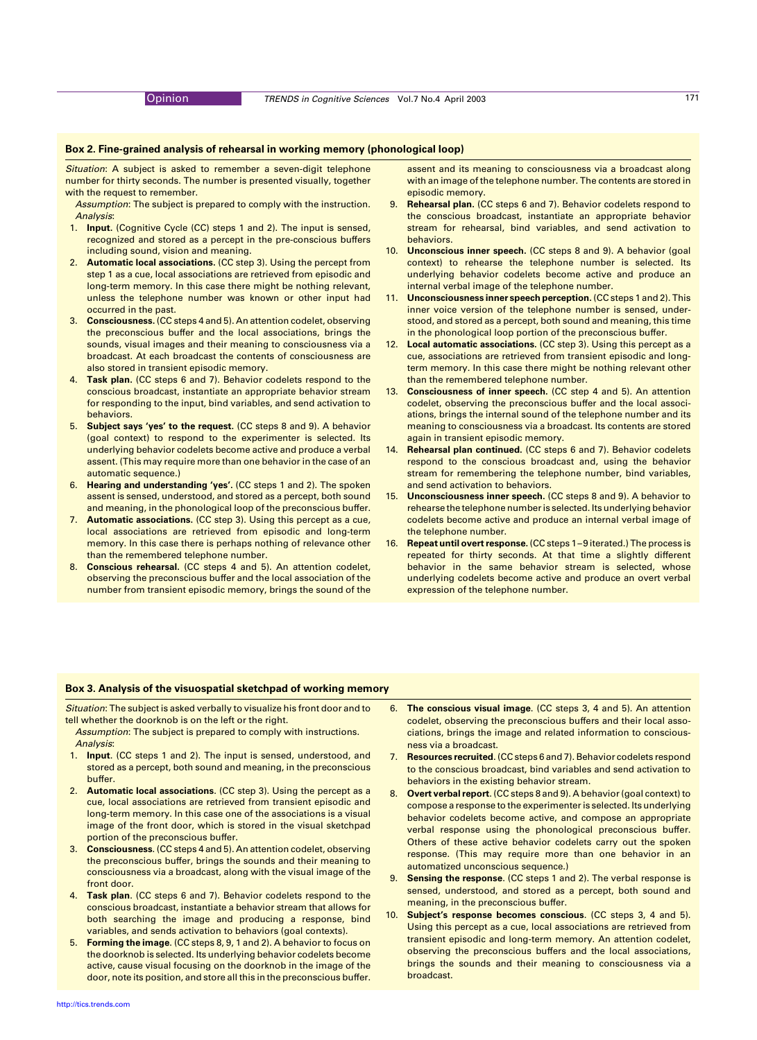### Box 2. Fine-grained analysis of rehearsal in working memory (phonological loop)

*Situation*: A subject is asked to remember a seven-digit telephone number for thirty seconds. The number is presented visually, together with the request to remember.

*Assumption*: The subject is prepared to comply with the instruction.

*Analysis*:

1. **Input.** (Cognitive Cycle (CC) steps 1 and 2). The input is sensed, recognized and stored as a percept in the pre-conscious buffers including sound, vision and meaning.
2. **Automatic local associations.** (CC step 3). Using the percept from step 1 as a cue, local associations are retrieved from episodic and long-term memory. In this case there might be nothing relevant, unless the telephone number was known or other input had occurred in the past.
3. **Consciousness.** (CC steps 4 and 5). An attention codelet, observing the preconscious buffer and the local associations, brings the sounds, visual images and their meaning to consciousness via a broadcast. At each broadcast the contents of consciousness are also stored in transient episodic memory.
4. **Task plan.** (CC steps 6 and 7). Behavior codelets respond to the conscious broadcast, instantiate an appropriate behavior stream for responding to the input, bind variables, and send activation to behaviors.
5. **Subject says 'yes' to the request.** (CC steps 8 and 9). A behavior (goal context) to respond to the experimenter is selected. Its underlying behavior codelets become active and produce a verbal assent. (This may require more than one behavior in the case of an automatic sequence.)
6. **Hearing and understanding 'yes'.** (CC steps 1 and 2). The spoken assent is sensed, understood, and stored as a percept, both sound and meaning, in the phonological loop of the preconscious buffer.
7. **Automatic associations.** (CC step 3). Using this percept as a cue, local associations are retrieved from episodic and long-term memory. In this case there is perhaps nothing of relevance other than the remembered telephone number.
8. **Conscious rehearsal.** (CC steps 4 and 5). An attention codelet, observing the preconscious buffer and the local association of the number from transient episodic memory, brings the sound of the assent and its meaning to consciousness via a broadcast along with an image of the telephone number. The contents are stored in episodic memory.
9. **Rehearsal plan.** (CC steps 6 and 7). Behavior codelets respond to the conscious broadcast, instantiate an appropriate behavior stream for rehearsal, bind variables, and send activation to behaviors.
10. **Unconscious inner speech.** (CC steps 8 and 9). A behavior (goal context) to rehearse the telephone number is selected. Its underlying behavior codelets become active and produce an internal verbal image of the telephone number.
11. **Unconsciousness inner speech perception.** (CC steps 1 and 2). This inner voice version of the telephone number is sensed, understood, and stored as a percept, both sound and meaning, this time in the phonological loop portion of the preconscious buffer.
12. **Local automatic associations.** (CC step 3). Using this percept as a cue, associations are retrieved from transient episodic and long-term memory. In this case there might be nothing relevant other than the remembered telephone number.
13. **Consciousness of inner speech.** (CC step 4 and 5). An attention codelet, observing the preconscious buffer and the local associations, brings the internal sound of the telephone number and its meaning to consciousness via a broadcast. Its contents are stored again in transient episodic memory.
14. **Rehearsal plan continued.** (CC steps 6 and 7). Behavior codelets respond to the conscious broadcast and, using the behavior stream for remembering the telephone number, bind variables, and send activation to behaviors.
15. **Unconsciousness inner speech.** (CC steps 8 and 9). A behavior to rehearse the telephone number is selected. Its underlying behavior codelets become active and produce an internal verbal image of the telephone number.
16. **Repeat until overt response.** (CC steps 1–9 iterated.) The process is repeated for thirty seconds. At that time a slightly different behavior in the same behavior stream is selected, whose underlying codelets become active and produce an overt verbal expression of the telephone number.

### Box 3. Analysis of the visuospatial sketchpad of working memory

*Situation*: The subject is asked verbally to visualize his front door and to tell whether the doorknob is on the left or the right.

*Assumption*: The subject is prepared to comply with instructions.

*Analysis*:

1. **Input**. (CC steps 1 and 2). The input is sensed, understood, and stored as a percept, both sound and meaning, in the preconscious buffer.
2. **Automatic local associations**. (CC step 3). Using the percept as a cue, local associations are retrieved from transient episodic and long-term memory. In this case one of the associations is a visual image of the front door, which is stored in the visual sketchpad portion of the preconscious buffer.
3. **Consciousness**. (CC steps 4 and 5). An attention codelet, observing the preconscious buffer, brings the sounds and their meaning to consciousness via a broadcast, along with the visual image of the front door.
4. **Task plan**. (CC steps 6 and 7). Behavior codelets respond to the conscious broadcast, instantiate a behavior stream that allows for both searching the image and producing a response, bind variables, and sends activation to behaviors (goal contexts).
5. **Forming the image**. (CC steps 8, 9, 1 and 2). A behavior to focus on the doorknob is selected. Its underlying behavior codelets become active, cause visual focusing on the doorknob in the image of the door, note its position, and store all this in the preconscious buffer.
6. **The conscious visual image**. (CC steps 3, 4 and 5). An attention codelet, observing the preconscious buffers and their local associations, brings the image and related information to consciousness via a broadcast.
7. **Resources recruited**. (CC steps 6 and 7). Behavior codelets respond to the conscious broadcast, bind variables and send activation to behaviors in the existing behavior stream.
8. **Overt verbal report**. (CC steps 8 and 9). A behavior (goal context) to compose a response to the experimenter is selected. Its underlying behavior codelets become active, and compose an appropriate verbal response using the phonological preconscious buffer. Others of these active behavior codelets carry out the spoken response. (This may require more than one behavior in an automatized unconscious sequence.)
9. **Sensing the response**. (CC steps 1 and 2). The verbal response is sensed, understood, and stored as a percept, both sound and meaning, in the preconscious buffer.
10. **Subject's response becomes conscious**. (CC steps 3, 4 and 5). Using this percept as a cue, local associations are retrieved from transient episodic and long-term memory. An attention codelet, observing the preconscious buffers and the local associations, brings the sounds and their meaning to consciousness via a broadcast.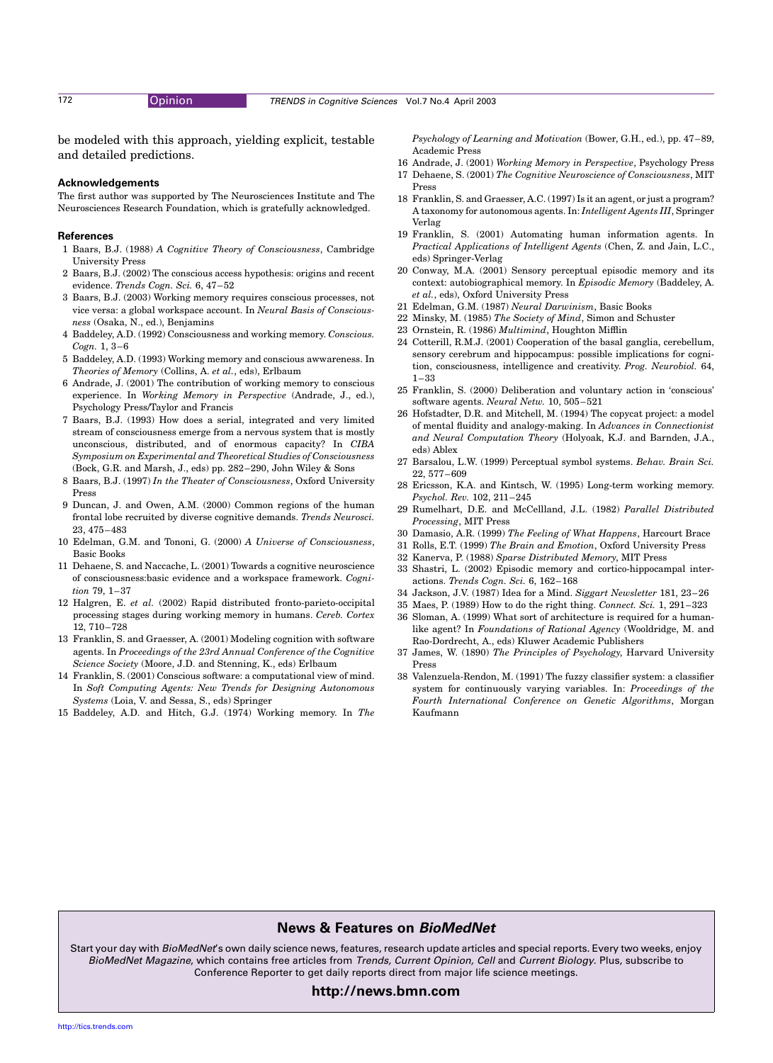be modeled with this approach, yielding explicit, testable and detailed predictions.

### Acknowledgements

The first author was supported by The Neurosciences Institute and The Neurosciences Research Foundation, which is gratefully acknowledged.

### References

1 Baars, B.J. (1988) *A Cognitive Theory of Consciousness*, Cambridge University Press
2 Baars, B.J. (2002) The conscious access hypothesis: origins and recent evidence. *Trends Cogn. Sci.* 6, 47–52
3 Baars, B.J. (2003) Working memory requires conscious processes, not vice versa: a global workspace account. In *Neural Basis of Consciousness* (Osaka, N., ed.), Benjamins
4 Baddeley, A.D. (1992) Consciousness and working memory. *Conscious. Cogn.* 1, 3–6
5 Baddeley, A.D. (1993) Working memory and conscious awwareness. In *Theories of Memory* (Collins, A. *et al.*, eds), Erlbaum
6 Andrade, J. (2001) The contribution of working memory to conscious experience. In *Working Memory in Perspective* (Andrade, J., ed.), Psychology Press/Taylor and Francis
7 Baars, B.J. (1993) How does a serial, integrated and very limited stream of consciousness emerge from a nervous system that is mostly unconscious, distributed, and of enormous capacity? In *CIBA Symposium on Experimental and Theoretical Studies of Consciousness* (Bock, G.R. and Marsh, J., eds) pp. 282–290, John Wiley & Sons
8 Baars, B.J. (1997) *In the Theater of Consciousness*, Oxford University Press
9 Duncan, J. and Owen, A.M. (2000) Common regions of the human frontal lobe recruited by diverse cognitive demands. *Trends Neurosci.* 23, 475–483
10 Edelman, G.M. and Tononi, G. (2000) *A Universe of Consciousness*, Basic Books
11 Dehaene, S. and Naccache, L. (2001) Towards a cognitive neuroscience of consciousness:basic evidence and a workspace framework. *Cognition* 79, 1–37
12 Halgren, E. *et al.* (2002) Rapid distributed fronto-parieto-occipital processing stages during working memory in humans. *Cereb. Cortex* 12, 710–728
13 Franklin, S. and Graesser, A. (2001) Modeling cognition with software agents. In *Proceedings of the 23rd Annual Conference of the Cognitive Science Society* (Moore, J.D. and Stenning, K., eds) Erlbaum
14 Franklin, S. (2001) Conscious software: a computational view of mind. In *Soft Computing Agents: New Trends for Designing Autonomous Systems* (Loia, V. and Sessa, S., eds) Springer
15 Baddeley, A.D. and Hitch, G.J. (1974) Working memory. In *The Psychology of Learning and Motivation* (Bower, G.H., ed.), pp. 47–89, Academic Press
16 Andrade, J. (2001) *Working Memory in Perspective*, Psychology Press
17 Dehaene, S. (2001) *The Cognitive Neuroscience of Consciousness*, MIT Press
18 Franklin, S. and Graesser, A.C. (1997) Is it an agent, or just a program? A taxonomy for autonomous agents. In: *Intelligent Agents III*, Springer Verlag
19 Franklin, S. (2001) Automating human information agents. In *Practical Applications of Intelligent Agents* (Chen, Z. and Jain, L.C., eds) Springer-Verlag
20 Conway, M.A. (2001) Sensory perceptual episodic memory and its context: autobiographical memory. In *Episodic Memory* (Baddeley, A. *et al.*, eds), Oxford University Press
21 Edelman, G.M. (1987) *Neural Darwinism*, Basic Books
22 Minsky, M. (1985) *The Society of Mind*, Simon and Schuster
23 Ornstein, R. (1986) *Multimind*, Houghton Mifflin
24 Cotterill, R.M.J. (2001) Cooperation of the basal ganglia, cerebellum, sensory cerebrum and hippocampus: possible implications for cognition, consciousness, intelligence and creativity. *Prog. Neurobiol.* 64, 1–33
25 Franklin, S. (2000) Deliberation and voluntary action in 'conscious' software agents. *Neural Netw.* 10, 505–521
26 Hofstadter, D.R. and Mitchell, M. (1994) The copycat project: a model of mental fluidity and analogy-making. In *Advances in Connectionist and Neural Computation Theory* (Holyoak, K.J. and Barnden, J.A., eds) Ablex
27 Barsalou, L.W. (1999) Perceptual symbol systems. *Behav. Brain Sci.* 22, 577–609
28 Ericsson, K.A. and Kintsch, W. (1995) Long-term working memory. *Psychol. Rev.* 102, 211–245
29 Rumelhart, D.E. and McCellland, J.L. (1982) *Parallel Distributed Processing*, MIT Press
30 Damasio, A.R. (1999) *The Feeling of What Happens*, Harcourt Brace
31 Rolls, E.T. (1999) *The Brain and Emotion*, Oxford University Press
32 Kanerva, P. (1988) *Sparse Distributed Memory*, MIT Press
33 Shastri, L. (2002) Episodic memory and cortico-hippocampal interactions. *Trends Cogn. Sci.* 6, 162–168
34 Jackson, J.V. (1987) Idea for a Mind. *Siggart Newsletter* 181, 23–26
35 Maes, P. (1989) How to do the right thing. *Connect. Sci.* 1, 291–323
36 Sloman, A. (1999) What sort of architecture is required for a human-like agent? In *Foundations of Rational Agency* (Wooldridge, M. and Rao-Dordrecht, A., eds) Kluwer Academic Publishers
37 James, W. (1890) *The Principles of Psychology*, Harvard University Press
38 Valenzuela-Rendon, M. (1991) The fuzzy classifier system: a classifier system for continuously varying variables. In: *Proceedings of the Fourth International Conference on Genetic Algorithms*, Morgan Kaufmann

## News & Features on *BioMedNet*

Start your day with *BioMedNet*'s own daily science news, features, research update articles and special reports. Every two weeks, enjoy *BioMedNet Magazine*, which contains free articles from *Trends, Current Opinion, Cell* and *Current Biology*. Plus, subscribe to Conference Reporter to get daily reports direct from major life science meetings.

**http://news.bmn.com**